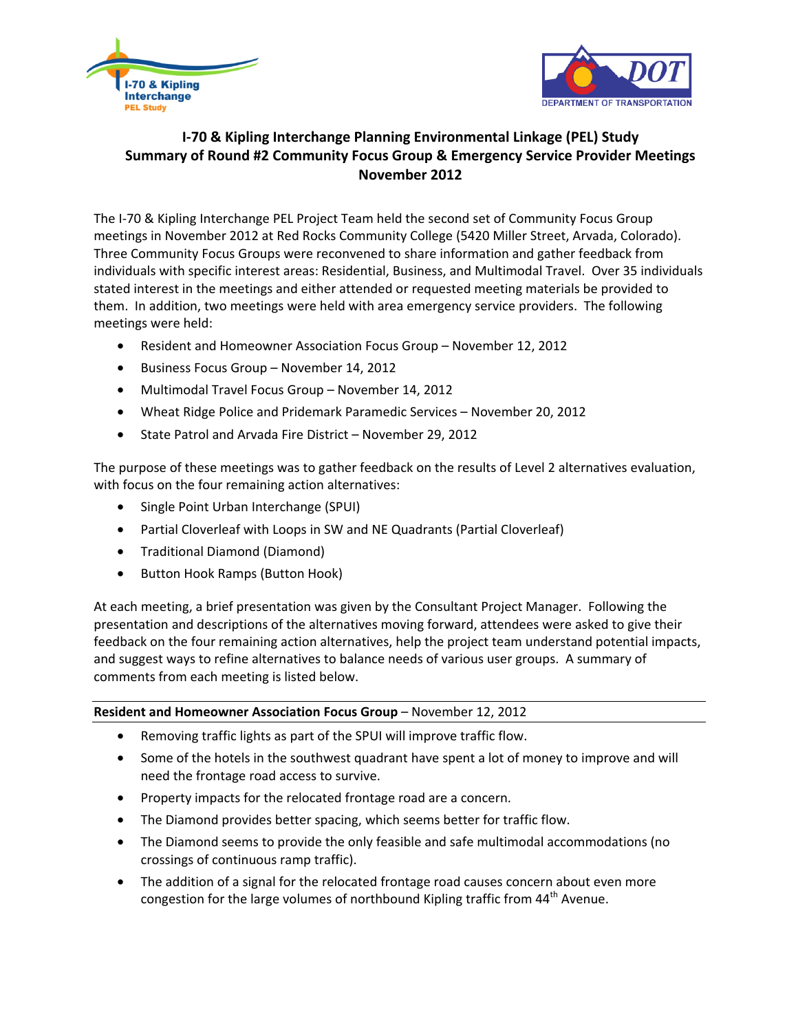# I-70 & Kipling Interchange Planning Environmental Linkage (PEL) Study
## Summary of Round #2 Community Focus Group & Emergency Service Provider Meetings
## November 2012

The I-70 & Kipling Interchange PEL Project Team held the second set of Community Focus Group meetings in November 2012 at Red Rocks Community College (5420 Miller Street, Arvada, Colorado). Three Community Focus Groups were reconvened to share information and gather feedback from individuals with specific interest areas: Residential, Business, and Multimodal Travel. Over 35 individuals stated interest in the meetings and either attended or requested meeting materials be provided to them. In addition, two meetings were held with area emergency service providers. The following meetings were held:

- Resident and Homeowner Association Focus Group – November 12, 2012
- Business Focus Group – November 14, 2012
- Multimodal Travel Focus Group – November 14, 2012
- Wheat Ridge Police and Pridemark Paramedic Services – November 20, 2012
- State Patrol and Arvada Fire District – November 29, 2012

The purpose of these meetings was to gather feedback on the results of Level 2 alternatives evaluation, with focus on the four remaining action alternatives:

- Single Point Urban Interchange (SPUI)
- Partial Cloverleaf with Loops in SW and NE Quadrants (Partial Cloverleaf)
- Traditional Diamond (Diamond)
- Button Hook Ramps (Button Hook)

At each meeting, a brief presentation was given by the Consultant Project Manager. Following the presentation and descriptions of the alternatives moving forward, attendees were asked to give their feedback on the four remaining action alternatives, help the project team understand potential impacts, and suggest ways to refine alternatives to balance needs of various user groups. A summary of comments from each meeting is listed below.

**Resident and Homeowner Association Focus Group** – November 12, 2012

- Removing traffic lights as part of the SPUI will improve traffic flow.
- Some of the hotels in the southwest quadrant have spent a lot of money to improve and will need the frontage road access to survive.
- Property impacts for the relocated frontage road are a concern.
- The Diamond provides better spacing, which seems better for traffic flow.
- The Diamond seems to provide the only feasible and safe multimodal accommodations (no crossings of continuous ramp traffic).
- The addition of a signal for the relocated frontage road causes concern about even more congestion for the large volumes of northbound Kipling traffic from 44th Avenue.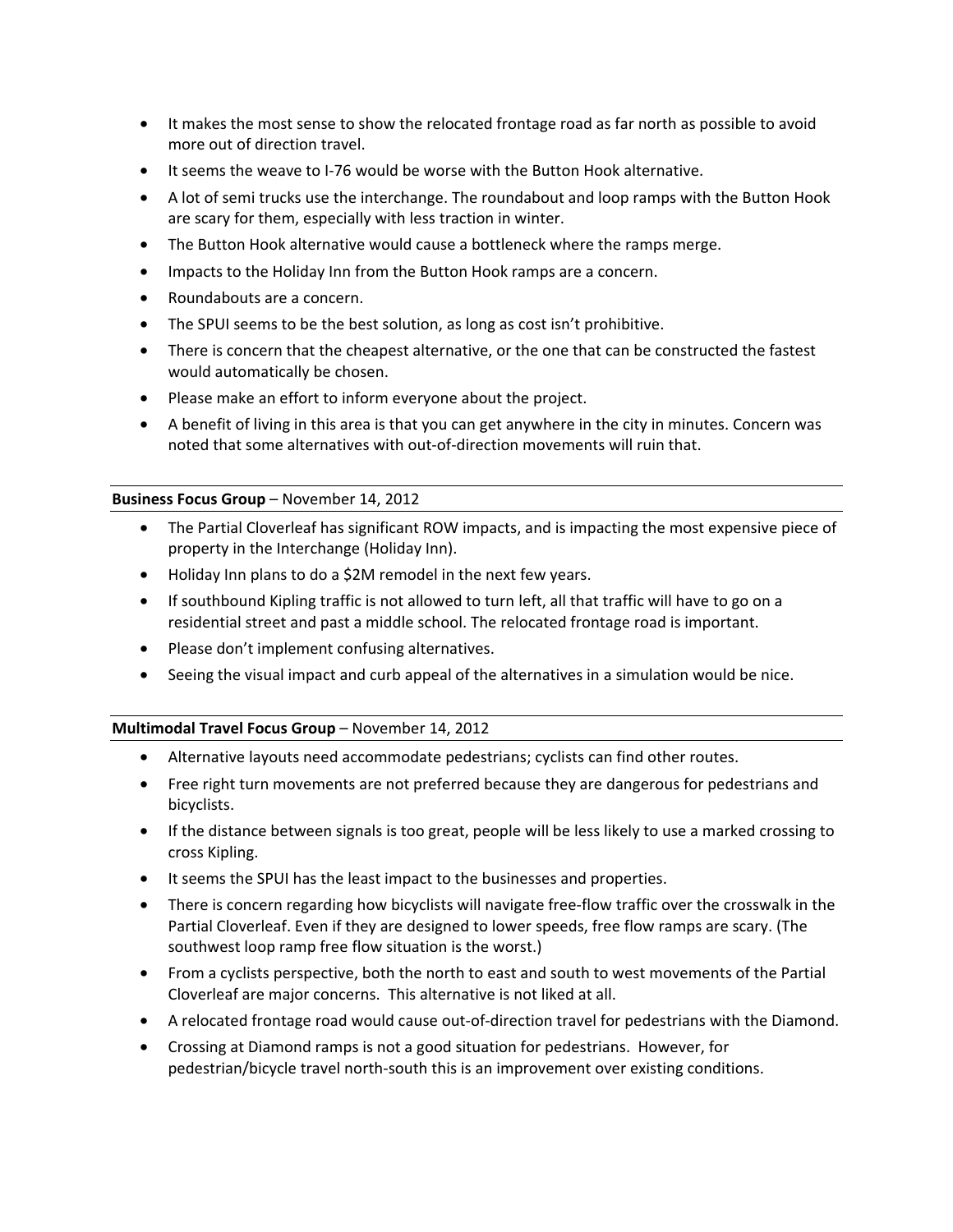- It makes the most sense to show the relocated frontage road as far north as possible to avoid more out of direction travel.
- It seems the weave to I-76 would be worse with the Button Hook alternative.
- A lot of semi trucks use the interchange. The roundabout and loop ramps with the Button Hook are scary for them, especially with less traction in winter.
- The Button Hook alternative would cause a bottleneck where the ramps merge.
- Impacts to the Holiday Inn from the Button Hook ramps are a concern.
- Roundabouts are a concern.
- The SPUI seems to be the best solution, as long as cost isn't prohibitive.
- There is concern that the cheapest alternative, or the one that can be constructed the fastest would automatically be chosen.
- Please make an effort to inform everyone about the project.
- A benefit of living in this area is that you can get anywhere in the city in minutes. Concern was noted that some alternatives with out-of-direction movements will ruin that.

**Business Focus Group** – November 14, 2012

- The Partial Cloverleaf has significant ROW impacts, and is impacting the most expensive piece of property in the Interchange (Holiday Inn).
- Holiday Inn plans to do a $2M remodel in the next few years.
- If southbound Kipling traffic is not allowed to turn left, all that traffic will have to go on a residential street and past a middle school. The relocated frontage road is important.
- Please don't implement confusing alternatives.
- Seeing the visual impact and curb appeal of the alternatives in a simulation would be nice.

**Multimodal Travel Focus Group** – November 14, 2012

- Alternative layouts need accommodate pedestrians; cyclists can find other routes.
- Free right turn movements are not preferred because they are dangerous for pedestrians and bicyclists.
- If the distance between signals is too great, people will be less likely to use a marked crossing to cross Kipling.
- It seems the SPUI has the least impact to the businesses and properties.
- There is concern regarding how bicyclists will navigate free-flow traffic over the crosswalk in the Partial Cloverleaf. Even if they are designed to lower speeds, free flow ramps are scary. (The southwest loop ramp free flow situation is the worst.)
- From a cyclists perspective, both the north to east and south to west movements of the Partial Cloverleaf are major concerns. This alternative is not liked at all.
- A relocated frontage road would cause out-of-direction travel for pedestrians with the Diamond.
- Crossing at Diamond ramps is not a good situation for pedestrians. However, for pedestrian/bicycle travel north-south this is an improvement over existing conditions.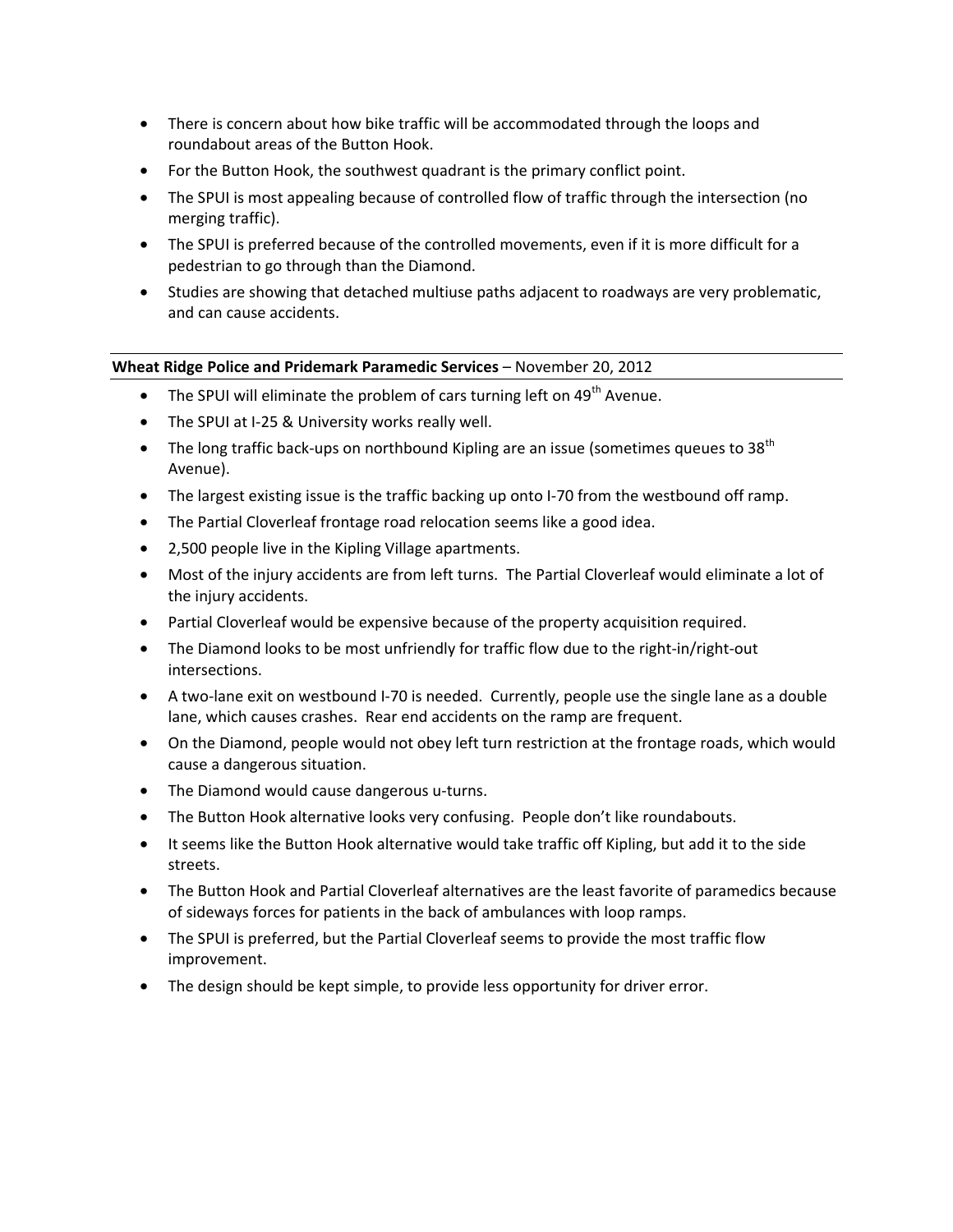- There is concern about how bike traffic will be accommodated through the loops and roundabout areas of the Button Hook.
- For the Button Hook, the southwest quadrant is the primary conflict point.
- The SPUI is most appealing because of controlled flow of traffic through the intersection (no merging traffic).
- The SPUI is preferred because of the controlled movements, even if it is more difficult for a pedestrian to go through than the Diamond.
- Studies are showing that detached multiuse paths adjacent to roadways are very problematic, and can cause accidents.

**Wheat Ridge Police and Pridemark Paramedic Services** – November 20, 2012

- The SPUI will eliminate the problem of cars turning left on 49th Avenue.
- The SPUI at I-25 & University works really well.
- The long traffic back-ups on northbound Kipling are an issue (sometimes queues to 38th Avenue).
- The largest existing issue is the traffic backing up onto I-70 from the westbound off ramp.
- The Partial Cloverleaf frontage road relocation seems like a good idea.
- 2,500 people live in the Kipling Village apartments.
- Most of the injury accidents are from left turns. The Partial Cloverleaf would eliminate a lot of the injury accidents.
- Partial Cloverleaf would be expensive because of the property acquisition required.
- The Diamond looks to be most unfriendly for traffic flow due to the right-in/right-out intersections.
- A two-lane exit on westbound I-70 is needed. Currently, people use the single lane as a double lane, which causes crashes. Rear end accidents on the ramp are frequent.
- On the Diamond, people would not obey left turn restriction at the frontage roads, which would cause a dangerous situation.
- The Diamond would cause dangerous u-turns.
- The Button Hook alternative looks very confusing. People don't like roundabouts.
- It seems like the Button Hook alternative would take traffic off Kipling, but add it to the side streets.
- The Button Hook and Partial Cloverleaf alternatives are the least favorite of paramedics because of sideways forces for patients in the back of ambulances with loop ramps.
- The SPUI is preferred, but the Partial Cloverleaf seems to provide the most traffic flow improvement.
- The design should be kept simple, to provide less opportunity for driver error.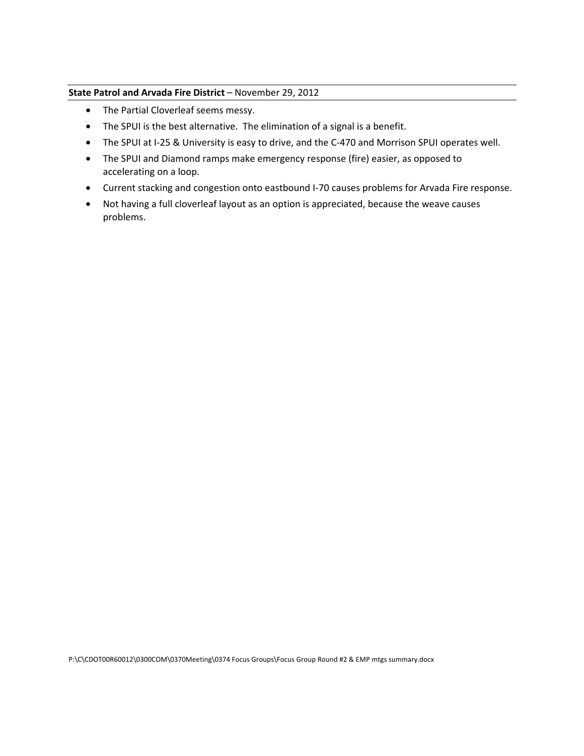**State Patrol and Arvada Fire District** – November 29, 2012

- The Partial Cloverleaf seems messy.
- The SPUI is the best alternative. The elimination of a signal is a benefit.
- The SPUI at I-25 & University is easy to drive, and the C-470 and Morrison SPUI operates well.
- The SPUI and Diamond ramps make emergency response (fire) easier, as opposed to accelerating on a loop.
- Current stacking and congestion onto eastbound I-70 causes problems for Arvada Fire response.
- Not having a full cloverleaf layout as an option is appreciated, because the weave causes problems.

P:\C\CDOT00R60012\0300COM\0370Meeting\0374 Focus Groups\Focus Group Round #2 & EMP mtgs summary.docx